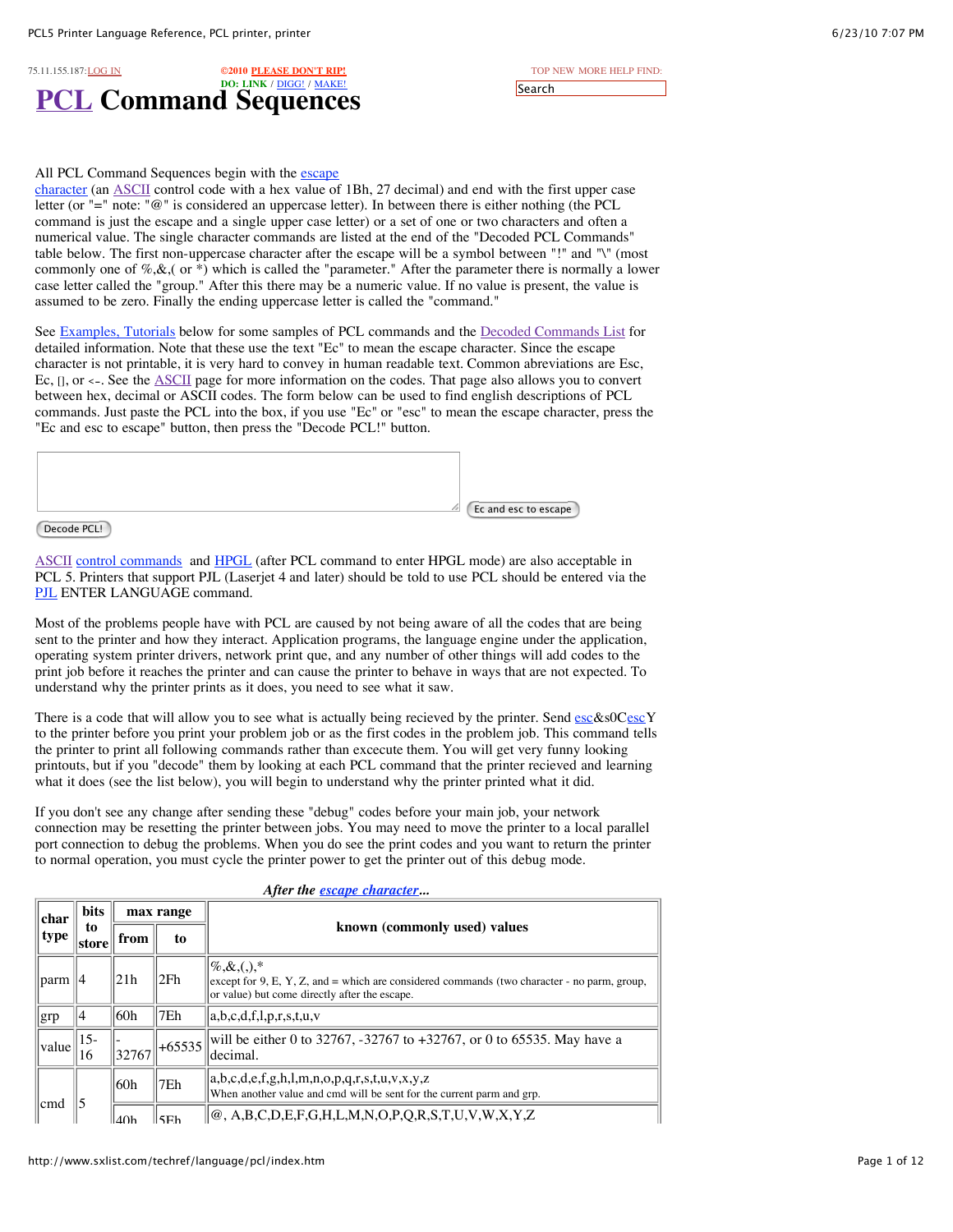75.11.155.187:LOG IN

©2010 PLEASE DON'T RIP!
DO: LINK / DIGG! / MAKE!

TOP NEW MORE HELP FIND:

Search

# PCL Command Sequences

All PCL Command Sequences begin with the escape character (an ASCII control code with a hex value of 1Bh, 27 decimal) and end with the first upper case letter (or "=" note: "@" is considered an uppercase letter). In between there is either nothing (the PCL command is just the escape and a single upper case letter) or a set of one or two characters and often a numerical value. The single character commands are listed at the end of the "Decoded PCL Commands" table below. The first non-uppercase character after the escape will be a symbol between "!" and "\" (most commonly one of %,&,( or *) which is called the "parameter." After the parameter there is normally a lower case letter called the "group." After this there may be a numeric value. If no value is present, the value is assumed to be zero. Finally the ending uppercase letter is called the "command."

See Examples, Tutorials below for some samples of PCL commands and the Decoded Commands List for detailed information. Note that these use the text "Ec" to mean the escape character. Since the escape character is not printable, it is very hard to convey in human readable text. Common abreviations are Esc, Ec, [], or <-. See the ASCII page for more information on the codes. That page also allows you to convert between hex, decimal or ASCII codes. The form below can be used to find english descriptions of PCL commands. Just paste the PCL into the box, if you use "Ec" or "esc" to mean the escape character, press the "Ec and esc to escape" button, then press the "Decode PCL!" button.

Ec and esc to escape

Decode PCL!

ASCII control commands and HPGL (after PCL command to enter HPGL mode) are also acceptable in PCL 5. Printers that support PJL (Laserjet 4 and later) should be told to use PCL should be entered via the PJL ENTER LANGUAGE command.

Most of the problems people have with PCL are caused by not being aware of all the codes that are being sent to the printer and how they interact. Application programs, the language engine under the application, operating system printer drivers, network print que, and any number of other things will add codes to the print job before it reaches the printer and can cause the printer to behave in ways that are not expected. To understand why the printer prints as it does, you need to see what it saw.

There is a code that will allow you to see what is actually being recieved by the printer. Send esc&s0CescY to the printer before you print your problem job or as the first codes in the problem job. This command tells the printer to print all following commands rather than excecute them. You will get very funny looking printouts, but if you "decode" them by looking at each PCL command that the printer recieved and learning what it does (see the list below), you will begin to understand why the printer printed what it did.

If you don't see any change after sending these "debug" codes before your main job, your network connection may be resetting the printer between jobs. You may need to move the printer to a local parallel port connection to debug the problems. When you do see the print codes and you want to return the printer to normal operation, you must cycle the printer power to get the printer out of this debug mode.

***After the escape character...***

| char type | bits to store | max range | | known (commonly used) values |
|---|---|---|---|---|
| | | from | to | |
| parm | 4 | 21h | 2Fh | %,&,(,),* except for 9, E, Y, Z, and = which are considered commands (two character - no parm, group, or value) but come directly after the escape. |
| grp | 4 | 60h | 7Eh | a,b,c,d,f,l,p,r,s,t,u,v |
| value | 15-16 | -32767 | +65535 | will be either 0 to 32767, -32767 to +32767, or 0 to 65535. May have a decimal. |
| cmd | 5 | 60h | 7Eh | a,b,c,d,e,f,g,h,l,m,n,o,p,q,r,s,t,u,v,x,y,z When another value and cmd will be sent for the current parm and grp. |
| | | 40h | 5Fh | @, A,B,C,D,E,F,G,H,L,M,N,O,P,Q,R,S,T,U,V,W,X,Y,Z |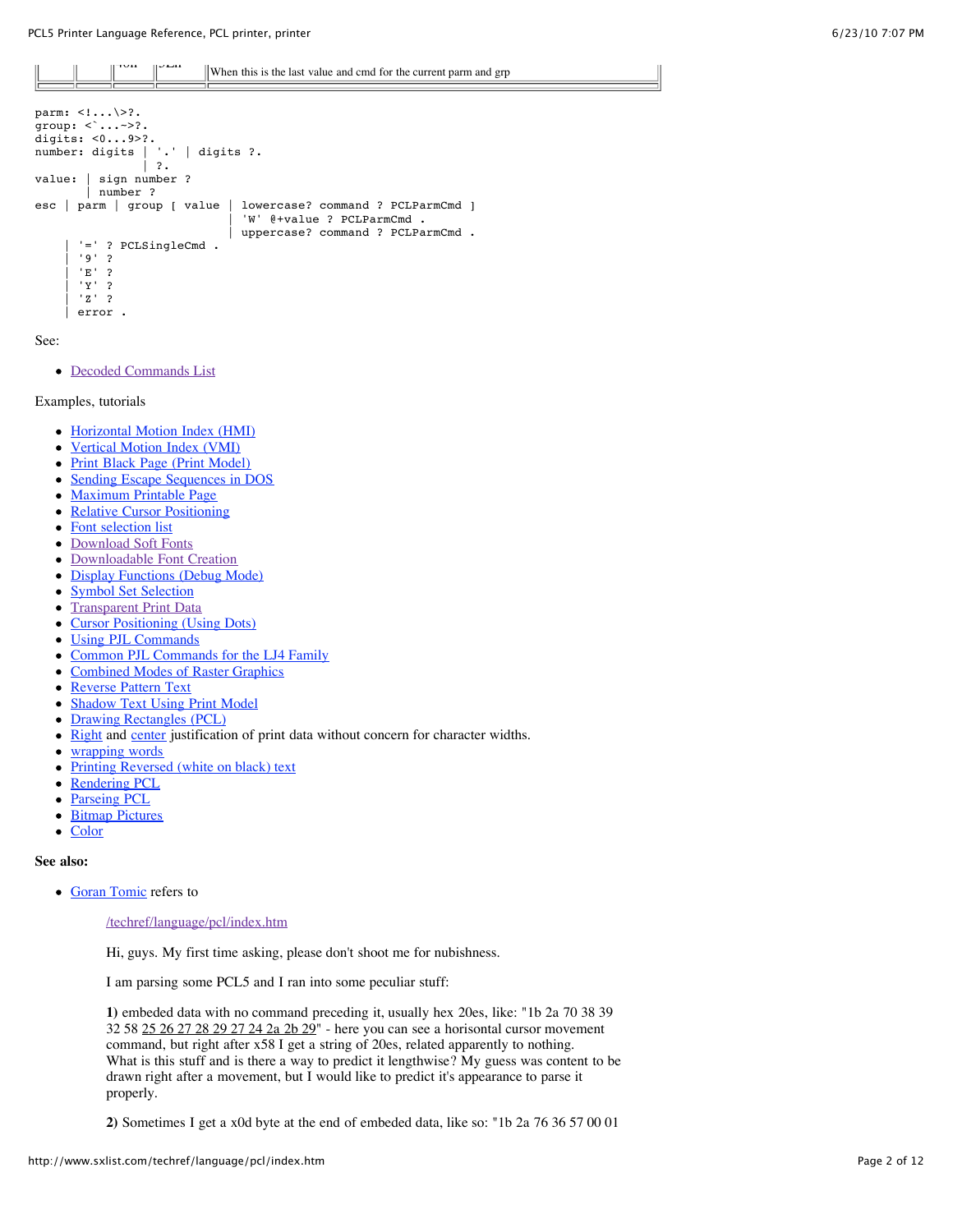| | | | | |
|---|---|---|---|---|
| | | | | When this is the last value and cmd for the current parm and grp |

```
parm: <!...\>?.
group: <`...~>?.
digits: <0...9>?.
number: digits | '.' | digits ?.
              | ?.
value: | sign number ?
       | number ?
esc | parm | group [ value | lowercase? command ? PCLParmCmd ]
                           | 'W' @+value ? PCLParmCmd .
                           | uppercase? command ? PCLParmCmd .
     | '=' ? PCLSingleCmd .
     | '9' ?
     | 'E' ?
     | 'Y' ?
     | 'Z' ?
     | error .
```

See:

- Decoded Commands List

Examples, tutorials

- Horizontal Motion Index (HMI)
- Vertical Motion Index (VMI)
- Print Black Page (Print Model)
- Sending Escape Sequences in DOS
- Maximum Printable Page
- Relative Cursor Positioning
- Font selection list
- Download Soft Fonts
- Downloadable Font Creation
- Display Functions (Debug Mode)
- Symbol Set Selection
- Transparent Print Data
- Cursor Positioning (Using Dots)
- Using PJL Commands
- Common PJL Commands for the LJ4 Family
- Combined Modes of Raster Graphics
- Reverse Pattern Text
- Shadow Text Using Print Model
- Drawing Rectangles (PCL)
- Right and center justification of print data without concern for character widths.
- wrapping words
- Printing Reversed (white on black) text
- Rendering PCL
- Parseing PCL
- Bitmap Pictures
- Color

**See also:**

- Goran Tomic refers to

  /techref/language/pcl/index.htm

  Hi, guys. My first time asking, please don't shoot me for nubishness.

  I am parsing some PCL5 and I ran into some peculiar stuff:

  **1)** embeded data with no command preceding it, usually hex 20es, like: "1b 2a 70 38 39 32 58 25 26 27 28 29 27 24 2a 2b 29" - here you can see a horisontal cursor movement command, but right after x58 I get a string of 20es, related apparently to nothing. What is this stuff and is there a way to predict it lengthwise? My guess was content to be drawn right after a movement, but I would like to predict it's appearance to parse it properly.

  **2)** Sometimes I get a x0d byte at the end of embeded data, like so: "1b 2a 76 36 57 00 01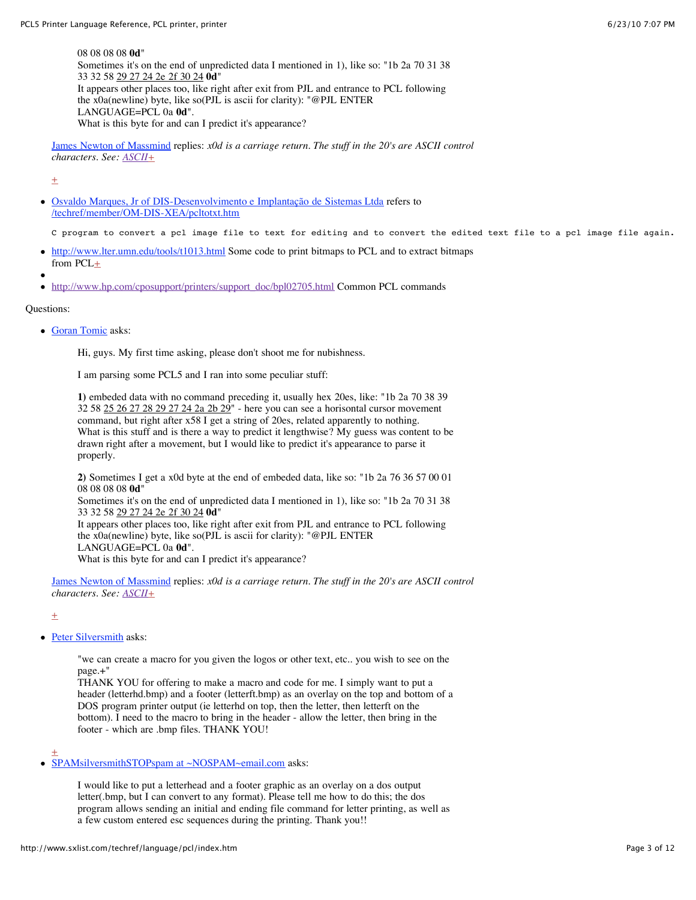08 08 08 08 **0d**"
Sometimes it's on the end of unpredicted data I mentioned in 1), like so: "1b 2a 70 31 38 33 32 58 29 27 24 2e 2f 30 24 **0d**"
It appears other places too, like right after exit from PJL and entrance to PCL following the x0a(newline) byte, like so(PJL is ascii for clarity): "@PJL ENTER LANGUAGE=PCL 0a **0d**".
What is this byte for and can I predict it's appearance?

James Newton of Massmind replies: *x0d is a carriage return. The stuff in the 20's are ASCII control characters. See: ASCII+*

+

- Osvaldo Marques, Jr of DIS-Desenvolvimento e Implantação de Sistemas Ltda refers to /techref/member/OM-DIS-XEA/pcltotxt.htm

```
C program to convert a pcl image file to text for editing and to convert the edited text file to a pcl image file again.
```

- http://www.lter.umn.edu/tools/t1013.html Some code to print bitmaps to PCL and to extract bitmaps from PCL+
- 
- http://www.hp.com/cposupport/printers/support_doc/bpl02705.html Common PCL commands

Questions:

- Goran Tomic asks:

  Hi, guys. My first time asking, please don't shoot me for nubishness.

  I am parsing some PCL5 and I ran into some peculiar stuff:

  **1)** embeded data with no command preceding it, usually hex 20es, like: "1b 2a 70 38 39 32 58 25 26 27 28 29 27 24 2a 2b 29" - here you can see a horisontal cursor movement command, but right after x58 I get a string of 20es, related apparently to nothing. What is this stuff and is there a way to predict it lengthwise? My guess was content to be drawn right after a movement, but I would like to predict it's appearance to parse it properly.

  **2)** Sometimes I get a x0d byte at the end of embeded data, like so: "1b 2a 76 36 57 00 01 08 08 08 08 **0d**"
  Sometimes it's on the end of unpredicted data I mentioned in 1), like so: "1b 2a 70 31 38 33 32 58 29 27 24 2e 2f 30 24 **0d**"
  It appears other places too, like right after exit from PJL and entrance to PCL following the x0a(newline) byte, like so(PJL is ascii for clarity): "@PJL ENTER LANGUAGE=PCL 0a **0d**".
  What is this byte for and can I predict it's appearance?

  James Newton of Massmind replies: *x0d is a carriage return. The stuff in the 20's are ASCII control characters. See: ASCII+*

  +

- Peter Silversmith asks:

  "we can create a macro for you given the logos or other text, etc.. you wish to see on the page.+"
  THANK YOU for offering to make a macro and code for me. I simply want to put a header (letterhd.bmp) and a footer (letterft.bmp) as an overlay on the top and bottom of a DOS program printer output (ie letterhd on top, then the letter, then letterft on the bottom). I need to the macro to bring in the header - allow the letter, then bring in the footer - which are .bmp files. THANK YOU!

  +

- SPAMsilversmithSTOPspam at ~NOSPAM~email.com asks:

  I would like to put a letterhead and a footer graphic as an overlay on a dos output letter(.bmp, but I can convert to any format). Please tell me how to do this; the dos program allows sending an initial and ending file command for letter printing, as well as a few custom entered esc sequences during the printing. Thank you!!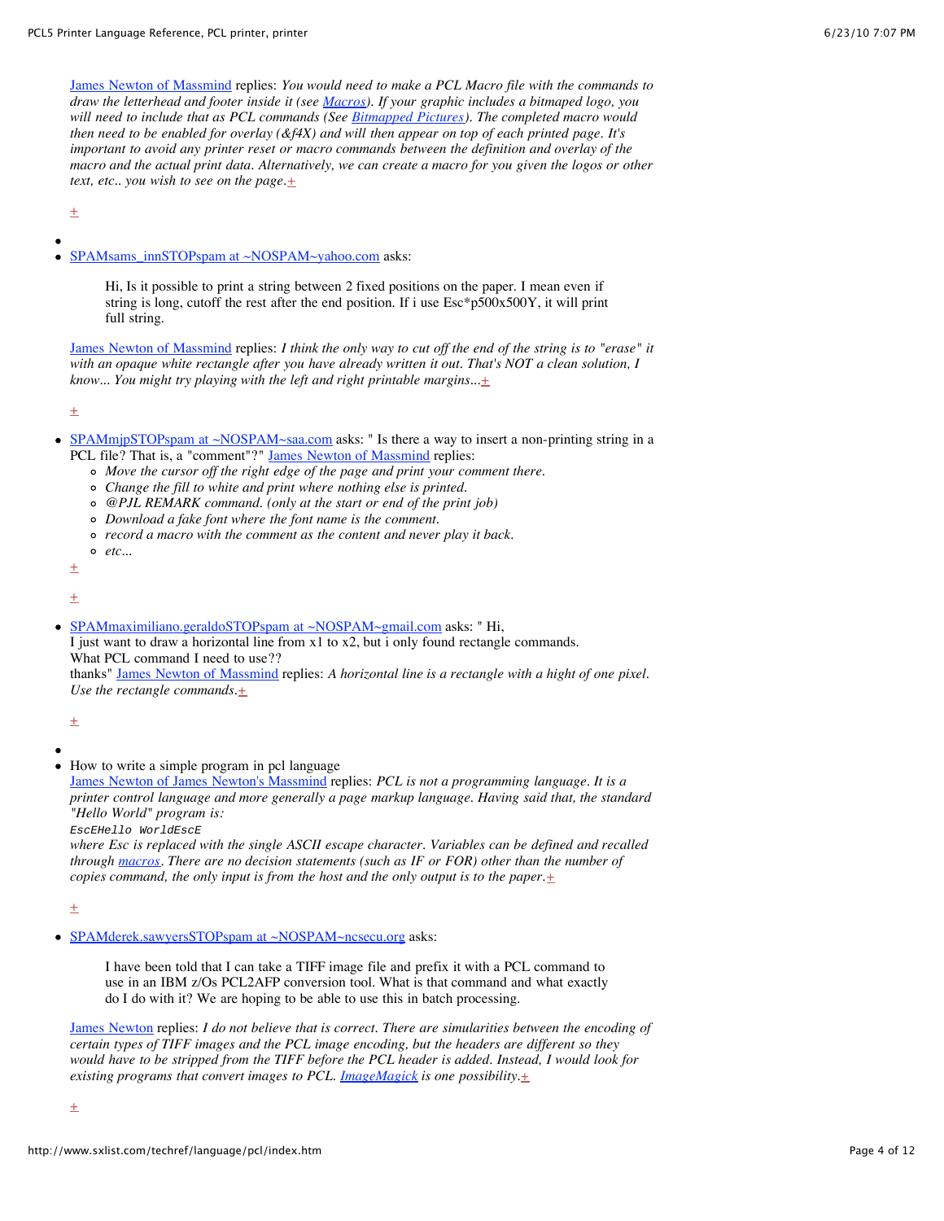James Newton of Massmind replies: *You would need to make a PCL Macro file with the commands to draw the letterhead and footer inside it (see Macros). If your graphic includes a bitmaped logo, you will need to include that as PCL commands (See Bitmapped Pictures). The completed macro would then need to be enabled for overlay (&f4X) and will then appear on top of each printed page. It's important to avoid any printer reset or macro commands between the definition and overlay of the macro and the actual print data. Alternatively, we can create a macro for you given the logos or other text, etc.. you wish to see on the page.*+

+

- 
- SPAMsams_innSTOPspam at ~NOSPAM~yahoo.com asks:

  > Hi, Is it possible to print a string between 2 fixed positions on the paper. I mean even if string is long, cutoff the rest after the end position. If i use Esc*p500x500Y, it will print full string.

  James Newton of Massmind replies: *I think the only way to cut off the end of the string is to "erase" it with an opaque white rectangle after you have already written it out. That's NOT a clean solution, I know... You might try playing with the left and right printable margins...*+

  +

- SPAMmjpSTOPspam at ~NOSPAM~saa.com asks: " Is there a way to insert a non-printing string in a PCL file? That is, a "comment"?" James Newton of Massmind replies:
  - *Move the cursor off the right edge of the page and print your comment there.*
  - *Change the fill to white and print where nothing else is printed.*
  - *@PJL REMARK command. (only at the start or end of the print job)*
  - *Download a fake font where the font name is the comment.*
  - *record a macro with the comment as the content and never play it back.*
  - *etc...*

  +

  +

- SPAMmaximiliano.geraldoSTOPspam at ~NOSPAM~gmail.com asks: " Hi,
  I just want to draw a horizontal line from x1 to x2, but i only found rectangle commands.
  What PCL command I need to use??
  thanks" James Newton of Massmind replies: *A horizontal line is a rectangle with a hight of one pixel. Use the rectangle commands.*+

  +

- 
- How to write a simple program in pcl language
  James Newton of James Newton's Massmind replies: *PCL is not a programming language. It is a printer control language and more generally a page markup language. Having said that, the standard "Hello World" program is:*
  `EscEHello WorldEscE`
  *where Esc is replaced with the single ASCII escape character. Variables can be defined and recalled through macros. There are no decision statements (such as IF or FOR) other than the number of copies command, the only input is from the host and the only output is to the paper.*+

  +

- SPAMderek.sawyersSTOPspam at ~NOSPAM~ncsecu.org asks:

  > I have been told that I can take a TIFF image file and prefix it with a PCL command to use in an IBM z/Os PCL2AFP conversion tool. What is that command and what exactly do I do with it? We are hoping to be able to use this in batch processing.

  James Newton replies: *I do not believe that is correct. There are simularities between the encoding of certain types of TIFF images and the PCL image encoding, but the headers are different so they would have to be stripped from the TIFF before the PCL header is added. Instead, I would look for existing programs that convert images to PCL. ImageMagick is one possibility.*+

  +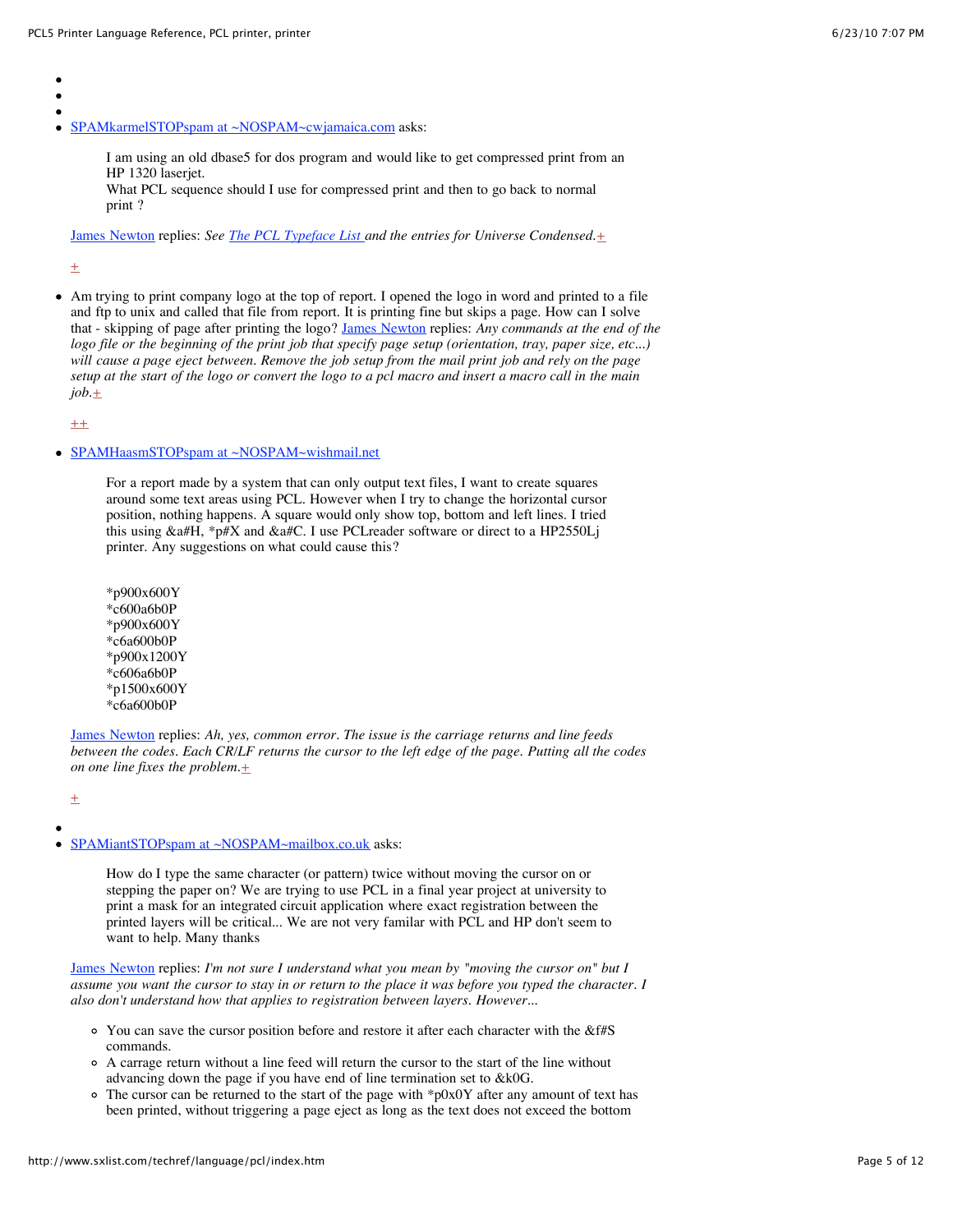-
-
-
- SPAMkarmelSTOPspam at ~NOSPAM~cwjamaica.com asks:

  > I am using an old dbase5 for dos program and would like to get compressed print from an HP 1320 laserjet.
  > What PCL sequence should I use for compressed print and then to go back to normal print ?

  James Newton replies: *See The PCL Typeface List and the entries for Universe Condensed.*+

  +

- Am trying to print company logo at the top of report. I opened the logo in word and printed to a file and ftp to unix and called that file from report. It is printing fine but skips a page. How can I solve that - skipping of page after printing the logo? James Newton replies: *Any commands at the end of the logo file or the beginning of the print job that specify page setup (orientation, tray, paper size, etc...) will cause a page eject between. Remove the job setup from the mail print job and rely on the page setup at the start of the logo or convert the logo to a pcl macro and insert a macro call in the main job.*+

  ++

- SPAMHaasmSTOPspam at ~NOSPAM~wishmail.net

  > For a report made by a system that can only output text files, I want to create squares around some text areas using PCL. However when I try to change the horizontal cursor position, nothing happens. A square would only show top, bottom and left lines. I tried this using &a#H, *p#X and &a#C. I use PCLreader software or direct to a HP2550Lj printer. Any suggestions on what could cause this?
  >
  > ```
  > *p900x600Y
  > *c600a6b0P
  > *p900x600Y
  > *c6a600b0P
  > *p900x1200Y
  > *c606a6b0P
  > *p1500x600Y
  > *c6a600b0P
  > ```

  James Newton replies: *Ah, yes, common error. The issue is the carriage returns and line feeds between the codes. Each CR/LF returns the cursor to the left edge of the page. Putting all the codes on one line fixes the problem.*+

  +

-
- SPAMiantSTOPspam at ~NOSPAM~mailbox.co.uk asks:

  > How do I type the same character (or pattern) twice without moving the cursor on or stepping the paper on? We are trying to use PCL in a final year project at university to print a mask for an integrated circuit application where exact registration between the printed layers will be critical... We are not very familar with PCL and HP don't seem to want to help. Many thanks

  James Newton replies: *I'm not sure I understand what you mean by "moving the cursor on" but I assume you want the cursor to stay in or return to the place it was before you typed the character. I also don't understand how that applies to registration between layers. However...*

  - You can save the cursor position before and restore it after each character with the &f#S commands.
  - A carrage return without a line feed will return the cursor to the start of the line without advancing down the page if you have end of line termination set to &k0G.
  - The cursor can be returned to the start of the page with *p0x0Y after any amount of text has been printed, without triggering a page eject as long as the text does not exceed the bottom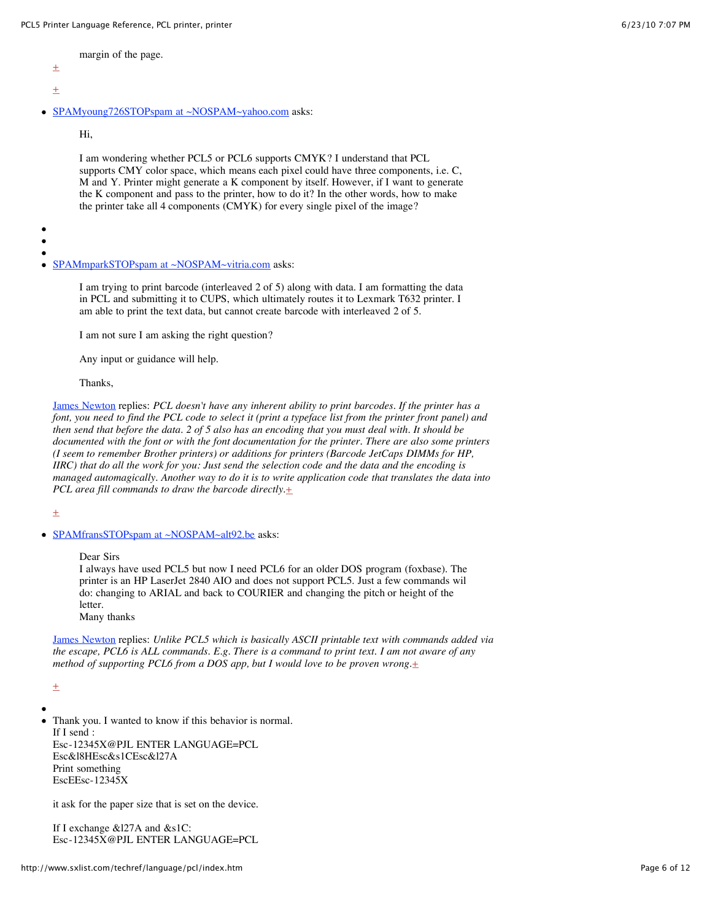margin of the page.

+

+

- SPAMyoung726STOPspam at ~NOSPAM~yahoo.com asks:

  Hi,

  I am wondering whether PCL5 or PCL6 supports CMYK? I understand that PCL supports CMY color space, which means each pixel could have three components, i.e. C, M and Y. Printer might generate a K component by itself. However, if I want to generate the K component and pass to the printer, how to do it? In the other words, how to make the printer take all 4 components (CMYK) for every single pixel of the image?

- 
- 
- 
- SPAMmparkSTOPspam at ~NOSPAM~vitria.com asks:

  I am trying to print barcode (interleaved 2 of 5) along with data. I am formatting the data in PCL and submitting it to CUPS, which ultimately routes it to Lexmark T632 printer. I am able to print the text data, but cannot create barcode with interleaved 2 of 5.

  I am not sure I am asking the right question?

  Any input or guidance will help.

  Thanks,

  James Newton replies: *PCL doesn't have any inherent ability to print barcodes. If the printer has a font, you need to find the PCL code to select it (print a typeface list from the printer front panel) and then send that before the data. 2 of 5 also has an encoding that you must deal with. It should be documented with the font or with the font documentation for the printer. There are also some printers (I seem to remember Brother printers) or additions for printers (Barcode JetCaps DIMMs for HP, IIRC) that do all the work for you: Just send the selection code and the data and the encoding is managed automagically. Another way to do it is to write application code that translates the data into PCL area fill commands to draw the barcode directly.*+

  +

- SPAMfransSTOPspam at ~NOSPAM~alt92.be asks:

  Dear Sirs
  I always have used PCL5 but now I need PCL6 for an older DOS program (foxbase). The printer is an HP LaserJet 2840 AIO and does not support PCL5. Just a few commands wil do: changing to ARIAL and back to COURIER and changing the pitch or height of the letter.
  Many thanks

  James Newton replies: *Unlike PCL5 which is basically ASCII printable text with commands added via the escape, PCL6 is ALL commands. E.g. There is a command to print text. I am not aware of any method of supporting PCL6 from a DOS app, but I would love to be proven wrong.*+

  +

- 
- Thank you. I wanted to know if this behavior is normal.
  If I send :
  Esc-12345X@PJL ENTER LANGUAGE=PCL
  Esc&l8HEsc&s1CEsc&l27A
  Print something
  EscEEsc-12345X

  it ask for the paper size that is set on the device.

  If I exchange &l27A and &s1C:
  Esc-12345X@PJL ENTER LANGUAGE=PCL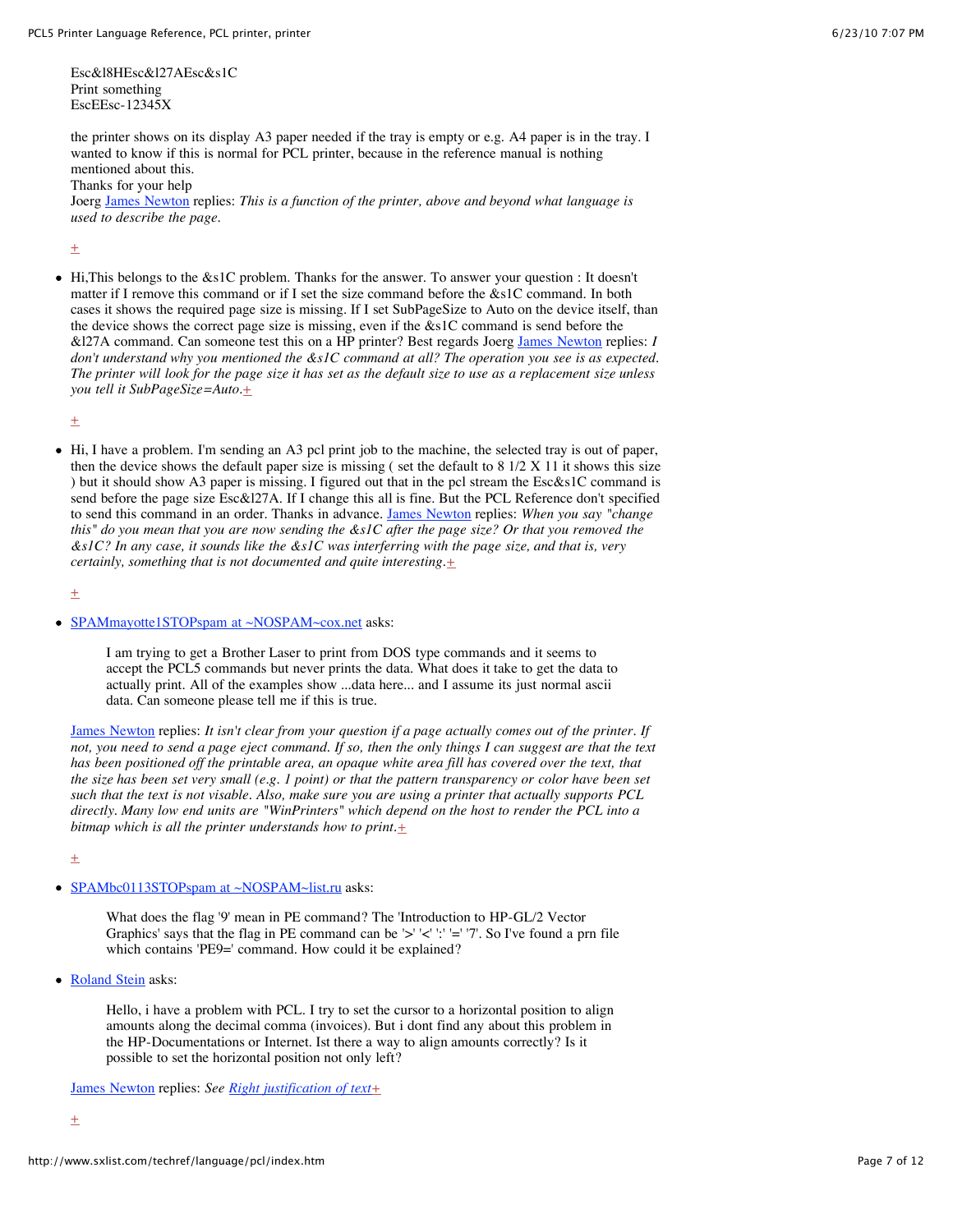Esc&l8HEsc&l27AEsc&s1C
Print something
EscEEsc-12345X

the printer shows on its display A3 paper needed if the tray is empty or e.g. A4 paper is in the tray. I wanted to know if this is normal for PCL printer, because in the reference manual is nothing mentioned about this.
Thanks for your help
Joerg James Newton replies: *This is a function of the printer, above and beyond what language is used to describe the page.*

+

- Hi,This belongs to the &s1C problem. Thanks for the answer. To answer your question : It doesn't matter if I remove this command or if I set the size command before the &s1C command. In both cases it shows the required page size is missing. If I set SubPageSize to Auto on the device itself, than the device shows the correct page size is missing, even if the &s1C command is send before the &l27A command. Can someone test this on a HP printer? Best regards Joerg James Newton replies: *I don't understand why you mentioned the &s1C command at all? The operation you see is as expected. The printer will look for the page size it has set as the default size to use as a replacement size unless you tell it SubPageSize=Auto.*+

+

- Hi, I have a problem. I'm sending an A3 pcl print job to the machine, the selected tray is out of paper, then the device shows the default paper size is missing ( set the default to 8 1/2 X 11 it shows this size ) but it should show A3 paper is missing. I figured out that in the pcl stream the Esc&s1C command is send before the page size Esc&l27A. If I change this all is fine. But the PCL Reference don't specified to send this command in an order. Thanks in advance. James Newton replies: *When you say "change this" do you mean that you are now sending the &s1C after the page size? Or that you removed the &s1C? In any case, it sounds like the &s1C was interferring with the page size, and that is, very certainly, something that is not documented and quite interesting.*+

+

- SPAMmayotte1STOPspam at ~NOSPAM~cox.net asks:

  > I am trying to get a Brother Laser to print from DOS type commands and it seems to accept the PCL5 commands but never prints the data. What does it take to get the data to actually print. All of the examples show ...data here... and I assume its just normal ascii data. Can someone please tell me if this is true.

  James Newton replies: *It isn't clear from your question if a page actually comes out of the printer. If not, you need to send a page eject command. If so, then the only things I can suggest are that the text has been positioned off the printable area, an opaque white area fill has covered over the text, that the size has been set very small (e.g. 1 point) or that the pattern transparency or color have been set such that the text is not visable. Also, make sure you are using a printer that actually supports PCL directly. Many low end units are "WinPrinters" which depend on the host to render the PCL into a bitmap which is all the printer understands how to print.*+

+

- SPAMbc0113STOPspam at ~NOSPAM~list.ru asks:

  > What does the flag '9' mean in PE command? The 'Introduction to HP-GL/2 Vector Graphics' says that the flag in PE command can be '>' '<' ':' '=' '7'. So I've found a prn file which contains 'PE9=' command. How could it be explained?

- Roland Stein asks:

  > Hello, i have a problem with PCL. I try to set the cursor to a horizontal position to align amounts along the decimal comma (invoices). But i dont find any about this problem in the HP-Documentations or Internet. Ist there a way to align amounts correctly? Is it possible to set the horizontal position not only left?

  James Newton replies: *See Right justification of text*+

+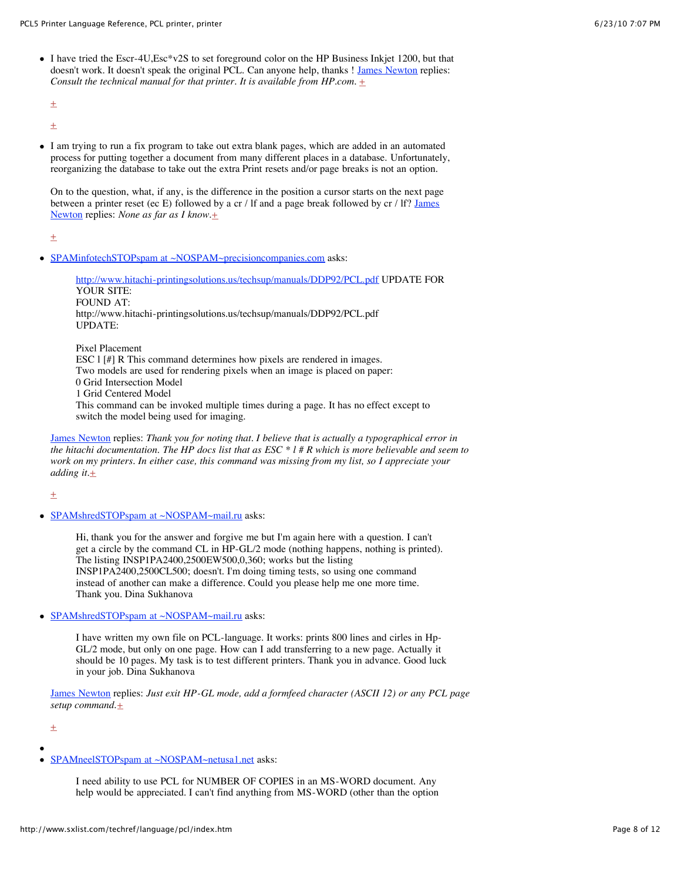- I have tried the Escr-4U,Esc*v2S to set foreground color on the HP Business Inkjet 1200, but that doesn't work. It doesn't speak the original PCL. Can anyone help, thanks ! James Newton replies: *Consult the technical manual for that printer. It is available from HP.com.* +

  +

  +

- I am trying to run a fix program to take out extra blank pages, which are added in an automated process for putting together a document from many different places in a database. Unfortunately, reorganizing the database to take out the extra Print resets and/or page breaks is not an option.

  On to the question, what, if any, is the difference in the position a cursor starts on the next page between a printer reset (ec E) followed by a cr / lf and a page break followed by cr / lf? James Newton replies: *None as far as I know.*+

  +

- SPAMinfotechSTOPspam at ~NOSPAM~precisioncompanies.com asks:

  > http://www.hitachi-printingsolutions.us/techsup/manuals/DDP92/PCL.pdf UPDATE FOR YOUR SITE:
  > FOUND AT:
  > http://www.hitachi-printingsolutions.us/techsup/manuals/DDP92/PCL.pdf
  > UPDATE:
  >
  > Pixel Placement
  > ESC l [#] R This command determines how pixels are rendered in images.
  > Two models are used for rendering pixels when an image is placed on paper:
  > 0 Grid Intersection Model
  > 1 Grid Centered Model
  > This command can be invoked multiple times during a page. It has no effect except to switch the model being used for imaging.

  James Newton replies: *Thank you for noting that. I believe that is actually a typographical error in the hitachi documentation. The HP docs list that as ESC * l # R which is more believable and seem to work on my printers. In either case, this command was missing from my list, so I appreciate your adding it.*+

  +

- SPAMshredSTOPspam at ~NOSPAM~mail.ru asks:

  > Hi, thank you for the answer and forgive me but I'm again here with a question. I can't get a circle by the command CL in HP-GL/2 mode (nothing happens, nothing is printed). The listing INSP1PA2400,2500EW500,0,360; works but the listing INSP1PA2400,2500CL500; doesn't. I'm doing timing tests, so using one command instead of another can make a difference. Could you please help me one more time. Thank you. Dina Sukhanova

- SPAMshredSTOPspam at ~NOSPAM~mail.ru asks:

  > I have written my own file on PCL-language. It works: prints 800 lines and cirles in Hp-GL/2 mode, but only on one page. How can I add transferring to a new page. Actually it should be 10 pages. My task is to test different printers. Thank you in advance. Good luck in your job. Dina Sukhanova

  James Newton replies: *Just exit HP-GL mode, add a formfeed character (ASCII 12) or any PCL page setup command.*+

  +

- 
- SPAMneelSTOPspam at ~NOSPAM~netusa1.net asks:

  > I need ability to use PCL for NUMBER OF COPIES in an MS-WORD document. Any help would be appreciated. I can't find anything from MS-WORD (other than the option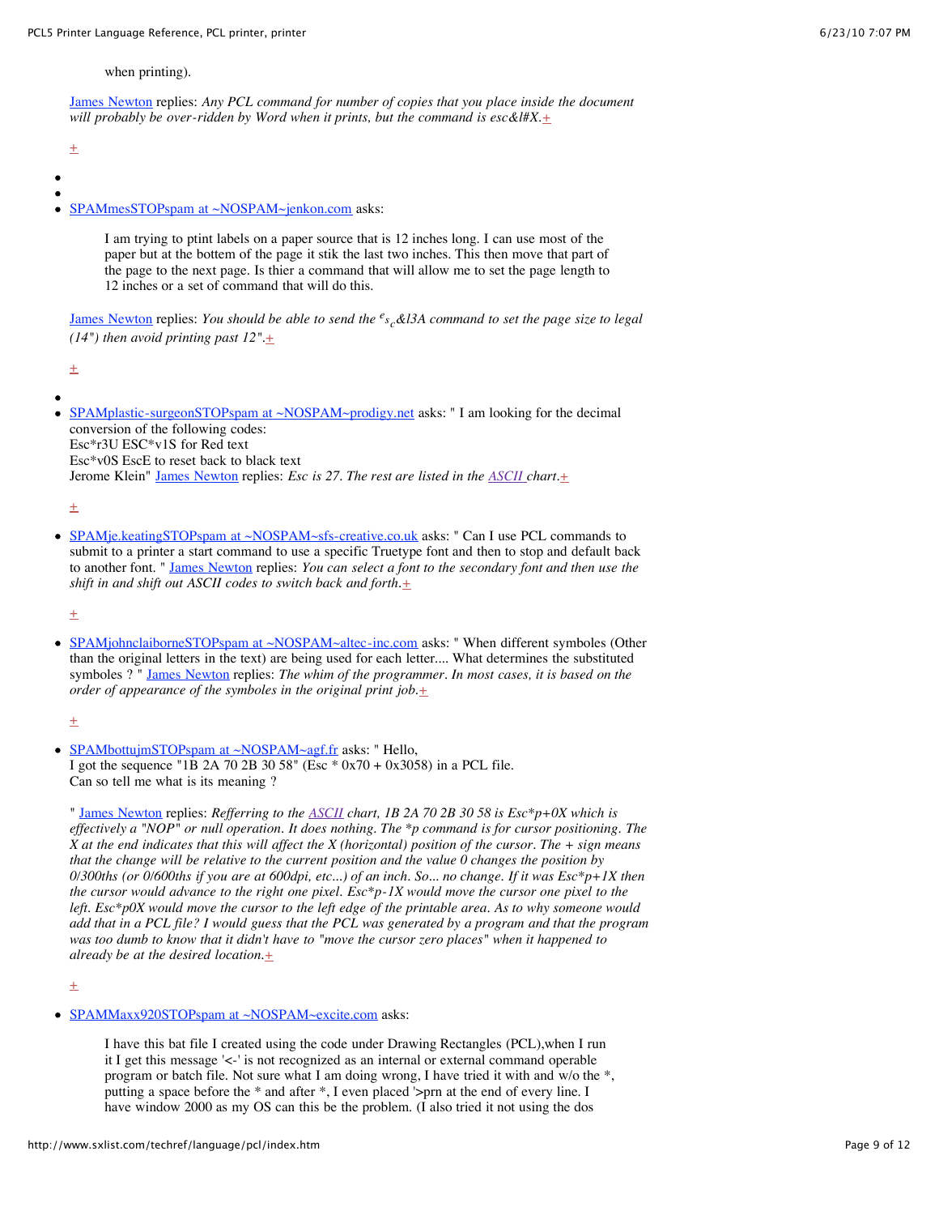when printing).

[James Newton](#) replies: *Any PCL command for number of copies that you place inside the document will probably be over-ridden by Word when it prints, but the command is esc&l#X.*[+](#)

[+](#)

- 
- 
- [SPAMmesSTOPspam at ~NOSPAM~jenkon.com](#) asks:

  > I am trying to ptint labels on a paper source that is 12 inches long. I can use most of the paper but at the bottem of the page it stik the last two inches. This then move that part of the page to the next page. Is thier a command that will allow me to set the page length to 12 inches or a set of command that will do this.

  [James Newton](#) replies: *You should be able to send the $^{e}s_{c}$&l3A command to set the page size to legal (14") then avoid printing past 12".*[+](#)

  [+](#)

- 
- [SPAMplastic-surgeonSTOPspam at ~NOSPAM~prodigy.net](#) asks: " I am looking for the decimal conversion of the following codes:
  Esc*r3U ESC*v1S for Red text
  Esc*v0S EscE to reset back to black text
  Jerome Klein" [James Newton](#) replies: *Esc is 27. The rest are listed in the [ASCII](#) chart.*[+](#)

  [+](#)

- [SPAMje.keatingSTOPspam at ~NOSPAM~sfs-creative.co.uk](#) asks: " Can I use PCL commands to submit to a printer a start command to use a specific Truetype font and then to stop and default back to another font. " [James Newton](#) replies: *You can select a font to the secondary font and then use the shift in and shift out ASCII codes to switch back and forth.*[+](#)

  [+](#)

- [SPAMjohnclaiborneSTOPspam at ~NOSPAM~altec-inc.com](#) asks: " When different symboles (Other than the original letters in the text) are being used for each letter.... What determines the substituted symboles ? " [James Newton](#) replies: *The whim of the programmer. In most cases, it is based on the order of appearance of the symboles in the original print job.*[+](#)

  [+](#)

- [SPAMbottujmSTOPspam at ~NOSPAM~agf.fr](#) asks: " Hello,
  I got the sequence "1B 2A 70 2B 30 58" (Esc * 0x70 + 0x3058) in a PCL file.
  Can so tell me what is its meaning ?

  " [James Newton](#) replies: *Refferring to the [ASCII](#) chart, 1B 2A 70 2B 30 58 is Esc*p+0X which is effectively a "NOP" or null operation. It does nothing. The *p command is for cursor positioning. The X at the end indicates that this will affect the X (horizontal) position of the cursor. The + sign means that the change will be relative to the current position and the value 0 changes the position by 0/300ths (or 0/600ths if you are at 600dpi, etc...) of an inch. So... no change. If it was Esc*p+1X then the cursor would advance to the right one pixel. Esc*p-1X would move the cursor one pixel to the left. Esc*p0X would move the cursor to the left edge of the printable area. As to why someone would add that in a PCL file? I would guess that the PCL was generated by a program and that the program was too dumb to know that it didn't have to "move the cursor zero places" when it happened to already be at the desired location.*[+](#)

  [+](#)

- [SPAMMaxx920STOPspam at ~NOSPAM~excite.com](#) asks:

  > I have this bat file I created using the code under Drawing Rectangles (PCL),when I run it I get this message '<-' is not recognized as an internal or external command operable program or batch file. Not sure what I am doing wrong, I have tried it with and w/o the *, putting a space before the * and after *, I even placed '>prn at the end of every line. I have window 2000 as my OS can this be the problem. (I also tried it not using the dos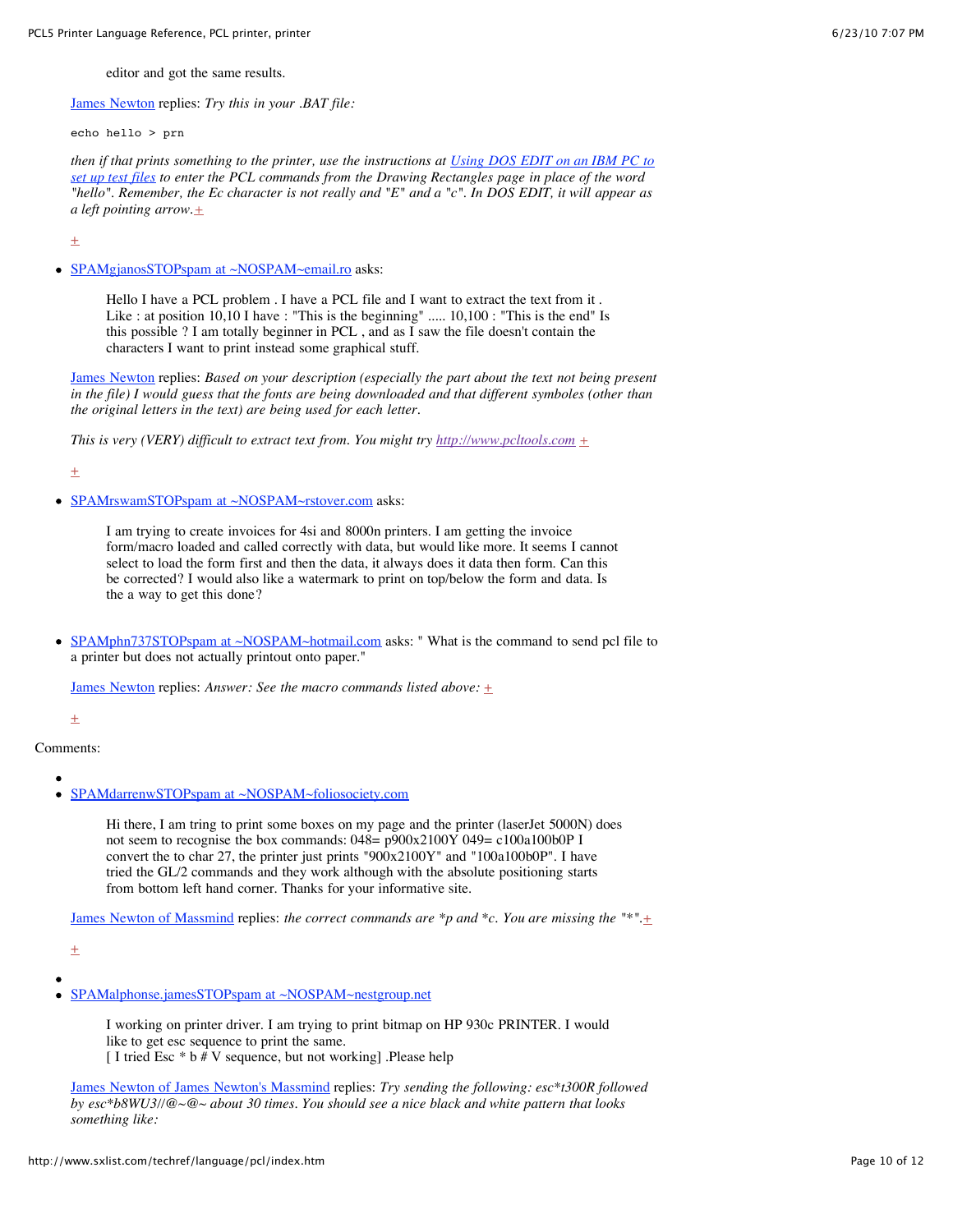editor and got the same results.

James Newton replies: *Try this in your .BAT file:*

```
echo hello > prn
```

*then if that prints something to the printer, use the instructions at Using DOS EDIT on an IBM PC to set up test files to enter the PCL commands from the Drawing Rectangles page in place of the word "hello". Remember, the Ec character is not really and "E" and a "c". In DOS EDIT, it will appear as a left pointing arrow.*+

+

- SPAMgjanosSTOPspam at ~NOSPAM~email.ro asks:

  > Hello I have a PCL problem . I have a PCL file and I want to extract the text from it . Like : at position 10,10 I have : "This is the beginning" ..... 10,100 : "This is the end" Is this possible ? I am totally beginner in PCL , and as I saw the file doesn't contain the characters I want to print instead some graphical stuff.

  James Newton replies: *Based on your description (especially the part about the text not being present in the file) I would guess that the fonts are being downloaded and that different symboles (other than the original letters in the text) are being used for each letter.*

  *This is very (VERY) difficult to extract text from. You might try http://www.pcltools.com* +

  +

- SPAMrswamSTOPspam at ~NOSPAM~rstover.com asks:

  > I am trying to create invoices for 4si and 8000n printers. I am getting the invoice form/macro loaded and called correctly with data, but would like more. It seems I cannot select to load the form first and then the data, it always does it data then form. Can this be corrected? I would also like a watermark to print on top/below the form and data. Is the a way to get this done?

- SPAMphn737STOPspam at ~NOSPAM~hotmail.com asks: " What is the command to send pcl file to a printer but does not actually printout onto paper."

  James Newton replies: *Answer: See the macro commands listed above:* +

  +

Comments:

- SPAMdarrenwSTOPspam at ~NOSPAM~foliosociety.com

  > Hi there, I am tring to print some boxes on my page and the printer (laserJet 5000N) does not seem to recognise the box commands: 048= p900x2100Y 049= c100a100b0P I convert the to char 27, the printer just prints "900x2100Y" and "100a100b0P". I have tried the GL/2 commands and they work although with the absolute positioning starts from bottom left hand corner. Thanks for your informative site.

  James Newton of Massmind replies: *the correct commands are *p and *c. You are missing the "*".*+

  +

- SPAMalphonse.jamesSTOPspam at ~NOSPAM~nestgroup.net

  > I working on printer driver. I am trying to print bitmap on HP 930c PRINTER. I would like to get esc sequence to print the same.
  > [ I tried Esc * b # V sequence, but not working] .Please help

  James Newton of James Newton's Massmind replies: *Try sending the following: esc*t300R followed by esc*b8WU3//@~@~ about 30 times. You should see a nice black and white pattern that looks something like:*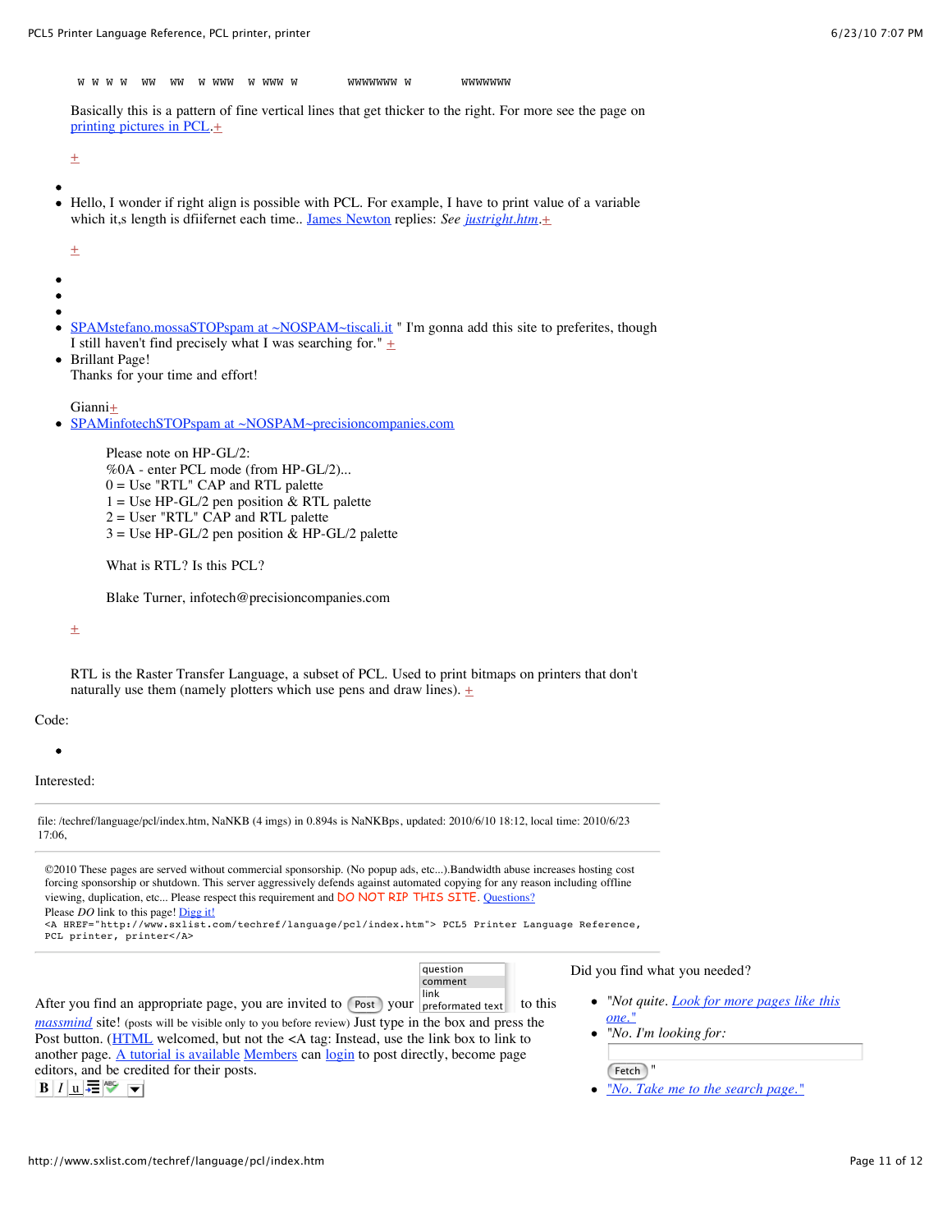```
W W W W  WW  WW  W WWW  W WWW W       WWWWWWW W       WWWWWWW
```

Basically this is a pattern of fine vertical lines that get thicker to the right. For more see the page on printing pictures in PCL.+

+

- 
- Hello, I wonder if right align is possible with PCL. For example, I have to print value of a variable which it,s length is dfiifernet each time.. James Newton replies: *See justright.htm*.+

  +

- 
- 
- 
- SPAMstefano.mossaSTOPspam at ~NOSPAM~tiscali.it " I'm gonna add this site to preferites, though I still haven't find precisely what I was searching for." +
- Brillant Page!
  Thanks for your time and effort!

  Gianni+
- SPAMinfotechSTOPspam at ~NOSPAM~precisioncompanies.com

  > Please note on HP-GL/2:
  > %0A - enter PCL mode (from HP-GL/2)...
  > 0 = Use "RTL" CAP and RTL palette
  > 1 = Use HP-GL/2 pen position & RTL palette
  > 2 = User "RTL" CAP and RTL palette
  > 3 = Use HP-GL/2 pen position & HP-GL/2 palette
  >
  > What is RTL? Is this PCL?
  >
  > Blake Turner, infotech@precisioncompanies.com

  +

  RTL is the Raster Transfer Language, a subset of PCL. Used to print bitmaps on printers that don't naturally use them (namely plotters which use pens and draw lines). +

Code:

- 

Interested:

---

file: /techref/language/pcl/index.htm, NaNKB (4 imgs) in 0.894s is NaNKBps, updated: 2010/6/10 18:12, local time: 2010/6/23 17:06,

---

©2010 These pages are served without commercial sponsorship. (No popup ads, etc...).Bandwidth abuse increases hosting cost forcing sponsorship or shutdown. This server aggressively defends against automated copying for any reason including offline viewing, duplication, etc... Please respect this requirement and DO NOT RIP THIS SITE. Questions?
Please *DO* link to this page! Digg it!
`<A HREF="http://www.sxlist.com/techref/language/pcl/index.htm"> PCL5 Printer Language Reference, PCL printer, printer</A>`

---

After you find an appropriate page, you are invited to Post your [question / comment / link / preformatted text] to this *massmind* site! (posts will be visible only to you before review) Just type in the box and press the Post button. (HTML welcomed, but not the <A tag: Instead, use the link box to link to another page. A tutorial is available Members can login to post directly, become page editors, and be credited for their posts.

**B** *I* u

Did you find what you needed?

- *"Not quite. Look for more pages like this one."*
- *"No. I'm looking for:* Fetch "
- *"No. Take me to the search page."*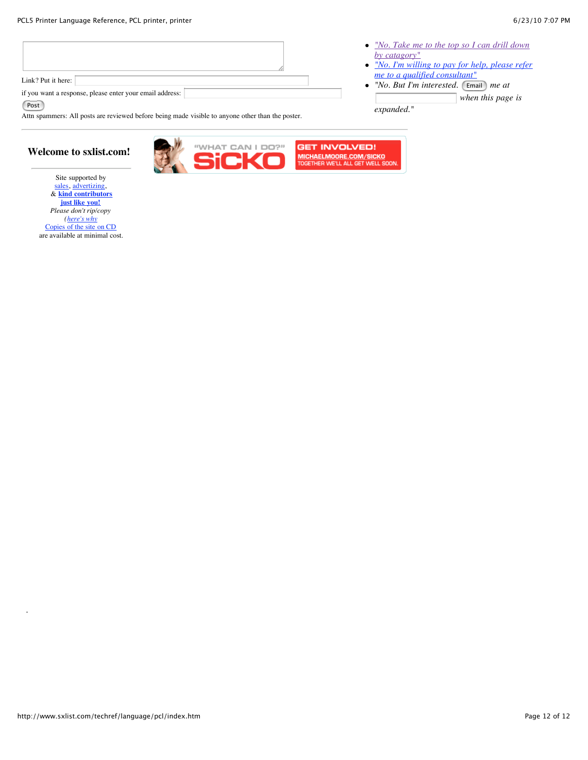Link? Put it here:

if you want a response, please enter your email address:

Post

Attn spammers: All posts are reviewed before being made visible to anyone other than the poster.

- *"No. Take me to the top so I can drill down by catagory"*
- *"No. I'm willing to pay for help, please refer me to a qualified consultant"*
- *"No. But I'm interested.* Email *me at* *when this page is expanded."*

---

**Welcome to sxlist.com!**

"WHAT CAN I DO?" SiCKO GET INVOLVED! MICHAELMOORE.COM/SICKO TOGETHER WE'LL ALL GET WELL SOON.

Site supported by sales, advertizing, & **kind contributors just like you!**

*Please don't rip/copy (here's why*

Copies of the site on CD are available at minimal cost.